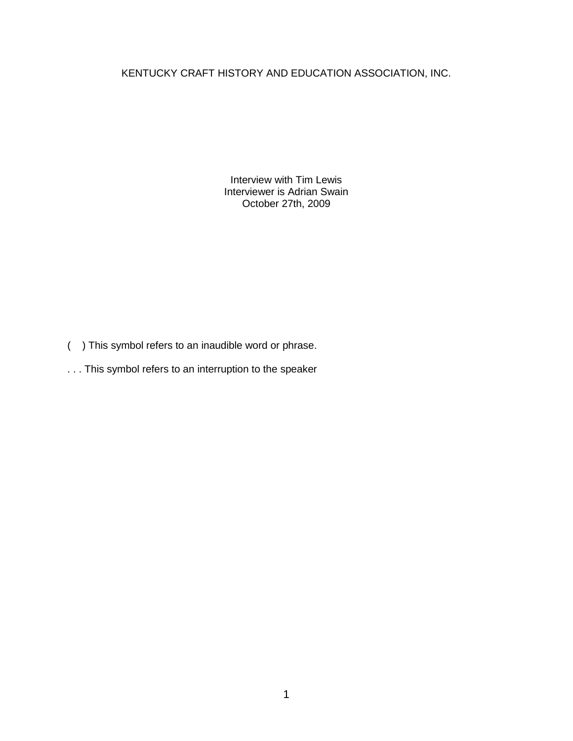# KENTUCKY CRAFT HISTORY AND EDUCATION ASSOCIATION, INC.

Interview with Tim Lewis
Interviewer is Adrian Swain
October 27th, 2009

(    ) This symbol refers to an inaudible word or phrase.

. . . This symbol refers to an interruption to the speaker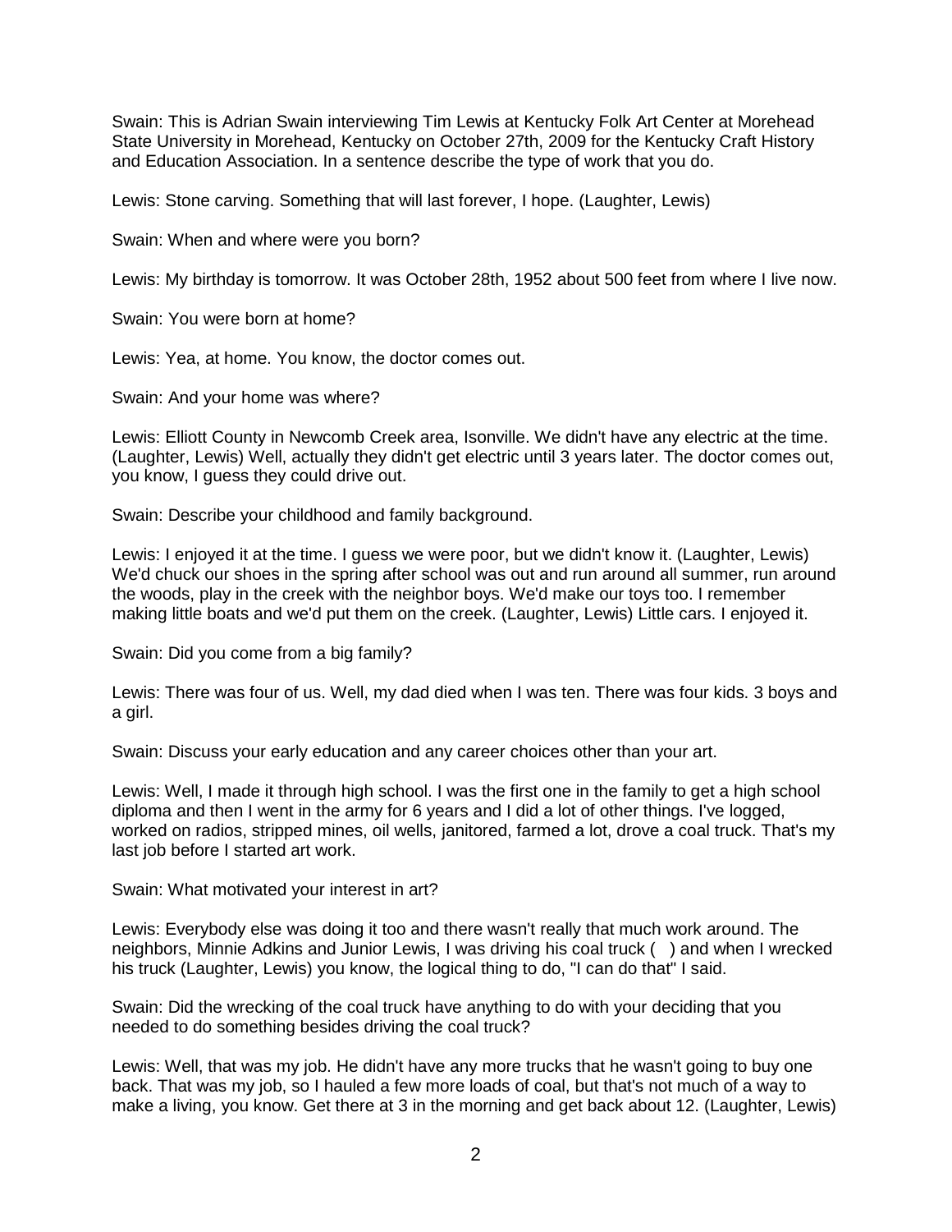Swain: This is Adrian Swain interviewing Tim Lewis at Kentucky Folk Art Center at Morehead State University in Morehead, Kentucky on October 27th, 2009 for the Kentucky Craft History and Education Association. In a sentence describe the type of work that you do.

Lewis: Stone carving. Something that will last forever, I hope. (Laughter, Lewis)

Swain: When and where were you born?

Lewis: My birthday is tomorrow. It was October 28th, 1952 about 500 feet from where I live now.

Swain: You were born at home?

Lewis: Yea, at home. You know, the doctor comes out.

Swain: And your home was where?

Lewis: Elliott County in Newcomb Creek area, Isonville. We didn't have any electric at the time. (Laughter, Lewis) Well, actually they didn't get electric until 3 years later. The doctor comes out, you know, I guess they could drive out.

Swain: Describe your childhood and family background.

Lewis: I enjoyed it at the time. I guess we were poor, but we didn't know it. (Laughter, Lewis) We'd chuck our shoes in the spring after school was out and run around all summer, run around the woods, play in the creek with the neighbor boys. We'd make our toys too. I remember making little boats and we'd put them on the creek. (Laughter, Lewis) Little cars. I enjoyed it.

Swain: Did you come from a big family?

Lewis: There was four of us. Well, my dad died when I was ten. There was four kids. 3 boys and a girl.

Swain: Discuss your early education and any career choices other than your art.

Lewis: Well, I made it through high school. I was the first one in the family to get a high school diploma and then I went in the army for 6 years and I did a lot of other things. I've logged, worked on radios, stripped mines, oil wells, janitored, farmed a lot, drove a coal truck. That's my last job before I started art work.

Swain: What motivated your interest in art?

Lewis: Everybody else was doing it too and there wasn't really that much work around. The neighbors, Minnie Adkins and Junior Lewis, I was driving his coal truck ( ) and when I wrecked his truck (Laughter, Lewis) you know, the logical thing to do, "I can do that" I said.

Swain: Did the wrecking of the coal truck have anything to do with your deciding that you needed to do something besides driving the coal truck?

Lewis: Well, that was my job. He didn't have any more trucks that he wasn't going to buy one back. That was my job, so I hauled a few more loads of coal, but that's not much of a way to make a living, you know. Get there at 3 in the morning and get back about 12. (Laughter, Lewis)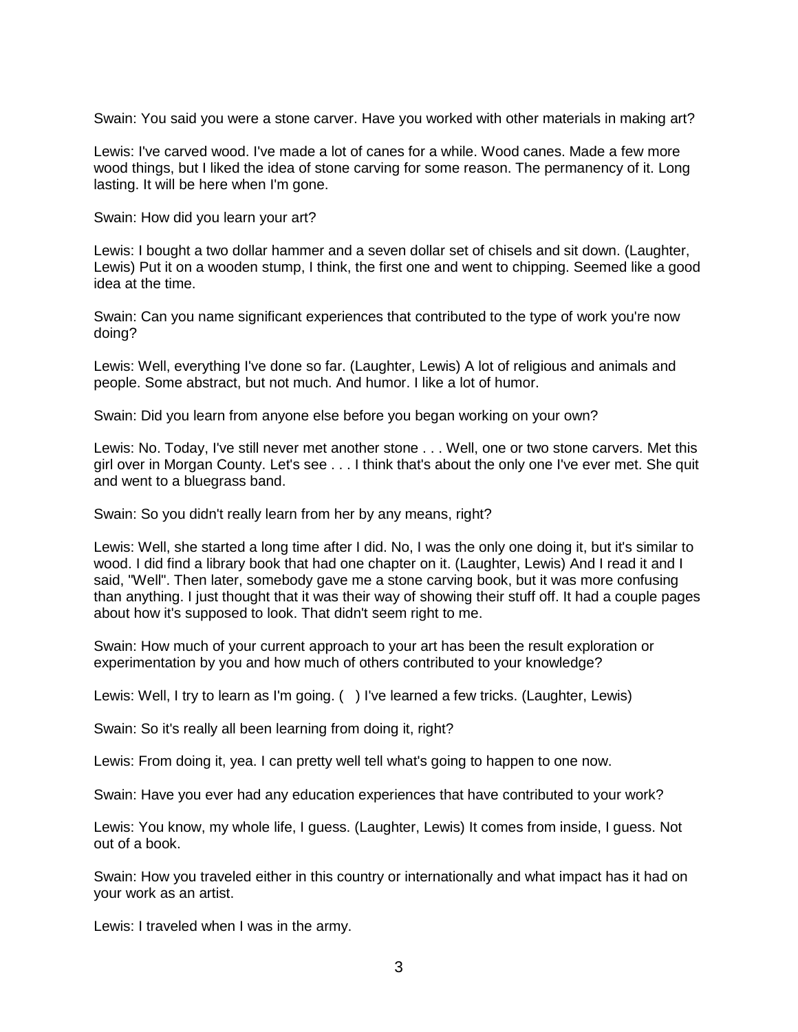Swain: You said you were a stone carver. Have you worked with other materials in making art?

Lewis: I've carved wood. I've made a lot of canes for a while. Wood canes. Made a few more wood things, but I liked the idea of stone carving for some reason. The permanency of it. Long lasting. It will be here when I'm gone.

Swain: How did you learn your art?

Lewis: I bought a two dollar hammer and a seven dollar set of chisels and sit down. (Laughter, Lewis) Put it on a wooden stump, I think, the first one and went to chipping. Seemed like a good idea at the time.

Swain: Can you name significant experiences that contributed to the type of work you're now doing?

Lewis: Well, everything I've done so far. (Laughter, Lewis) A lot of religious and animals and people. Some abstract, but not much. And humor. I like a lot of humor.

Swain: Did you learn from anyone else before you began working on your own?

Lewis: No. Today, I've still never met another stone . . . Well, one or two stone carvers. Met this girl over in Morgan County. Let's see . . . I think that's about the only one I've ever met. She quit and went to a bluegrass band.

Swain: So you didn't really learn from her by any means, right?

Lewis: Well, she started a long time after I did. No, I was the only one doing it, but it's similar to wood. I did find a library book that had one chapter on it. (Laughter, Lewis) And I read it and I said, "Well". Then later, somebody gave me a stone carving book, but it was more confusing than anything. I just thought that it was their way of showing their stuff off. It had a couple pages about how it's supposed to look. That didn't seem right to me.

Swain: How much of your current approach to your art has been the result exploration or experimentation by you and how much of others contributed to your knowledge?

Lewis: Well, I try to learn as I'm going. (   ) I've learned a few tricks. (Laughter, Lewis)

Swain: So it's really all been learning from doing it, right?

Lewis: From doing it, yea. I can pretty well tell what's going to happen to one now.

Swain: Have you ever had any education experiences that have contributed to your work?

Lewis: You know, my whole life, I guess. (Laughter, Lewis) It comes from inside, I guess. Not out of a book.

Swain: How you traveled either in this country or internationally and what impact has it had on your work as an artist.

Lewis: I traveled when I was in the army.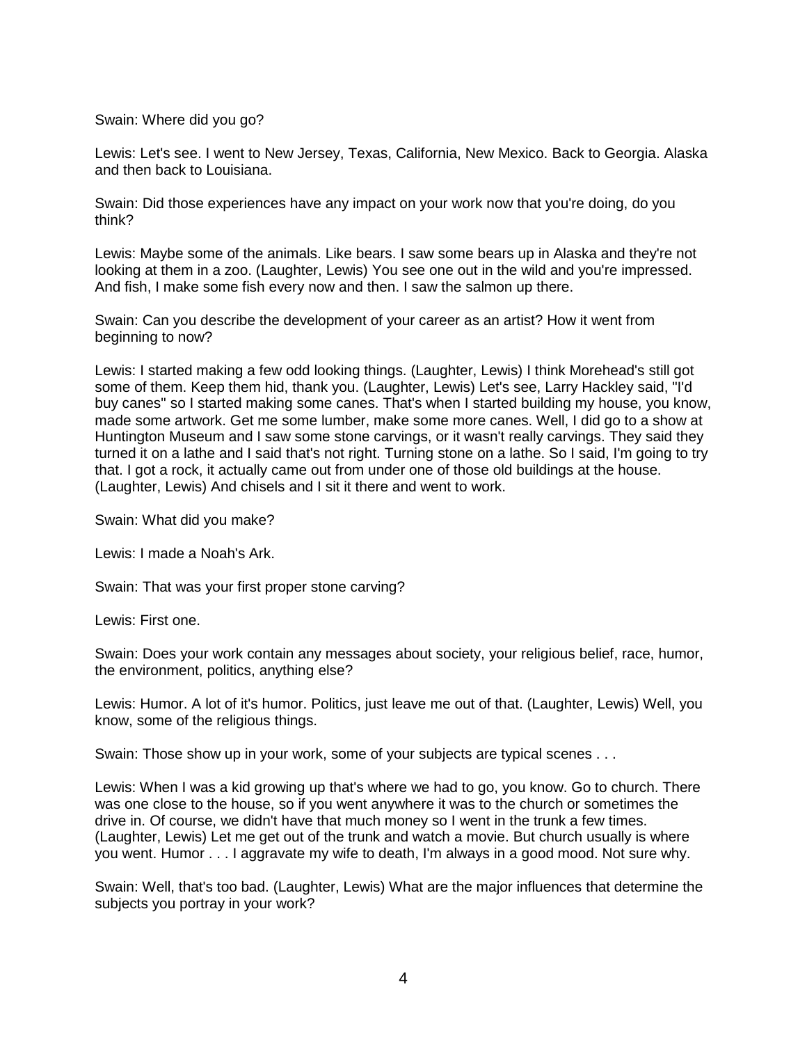Swain: Where did you go?

Lewis: Let's see. I went to New Jersey, Texas, California, New Mexico. Back to Georgia. Alaska and then back to Louisiana.

Swain: Did those experiences have any impact on your work now that you're doing, do you think?

Lewis: Maybe some of the animals. Like bears. I saw some bears up in Alaska and they're not looking at them in a zoo. (Laughter, Lewis) You see one out in the wild and you're impressed. And fish, I make some fish every now and then. I saw the salmon up there.

Swain: Can you describe the development of your career as an artist? How it went from beginning to now?

Lewis: I started making a few odd looking things. (Laughter, Lewis) I think Morehead's still got some of them. Keep them hid, thank you. (Laughter, Lewis) Let's see, Larry Hackley said, "I'd buy canes" so I started making some canes. That's when I started building my house, you know, made some artwork. Get me some lumber, make some more canes. Well, I did go to a show at Huntington Museum and I saw some stone carvings, or it wasn't really carvings. They said they turned it on a lathe and I said that's not right. Turning stone on a lathe. So I said, I'm going to try that. I got a rock, it actually came out from under one of those old buildings at the house. (Laughter, Lewis) And chisels and I sit it there and went to work.

Swain: What did you make?

Lewis: I made a Noah's Ark.

Swain: That was your first proper stone carving?

Lewis: First one.

Swain: Does your work contain any messages about society, your religious belief, race, humor, the environment, politics, anything else?

Lewis: Humor. A lot of it's humor. Politics, just leave me out of that. (Laughter, Lewis) Well, you know, some of the religious things.

Swain: Those show up in your work, some of your subjects are typical scenes . . .

Lewis: When I was a kid growing up that's where we had to go, you know. Go to church. There was one close to the house, so if you went anywhere it was to the church or sometimes the drive in. Of course, we didn't have that much money so I went in the trunk a few times. (Laughter, Lewis) Let me get out of the trunk and watch a movie. But church usually is where you went. Humor . . . I aggravate my wife to death, I'm always in a good mood. Not sure why.

Swain: Well, that's too bad. (Laughter, Lewis) What are the major influences that determine the subjects you portray in your work?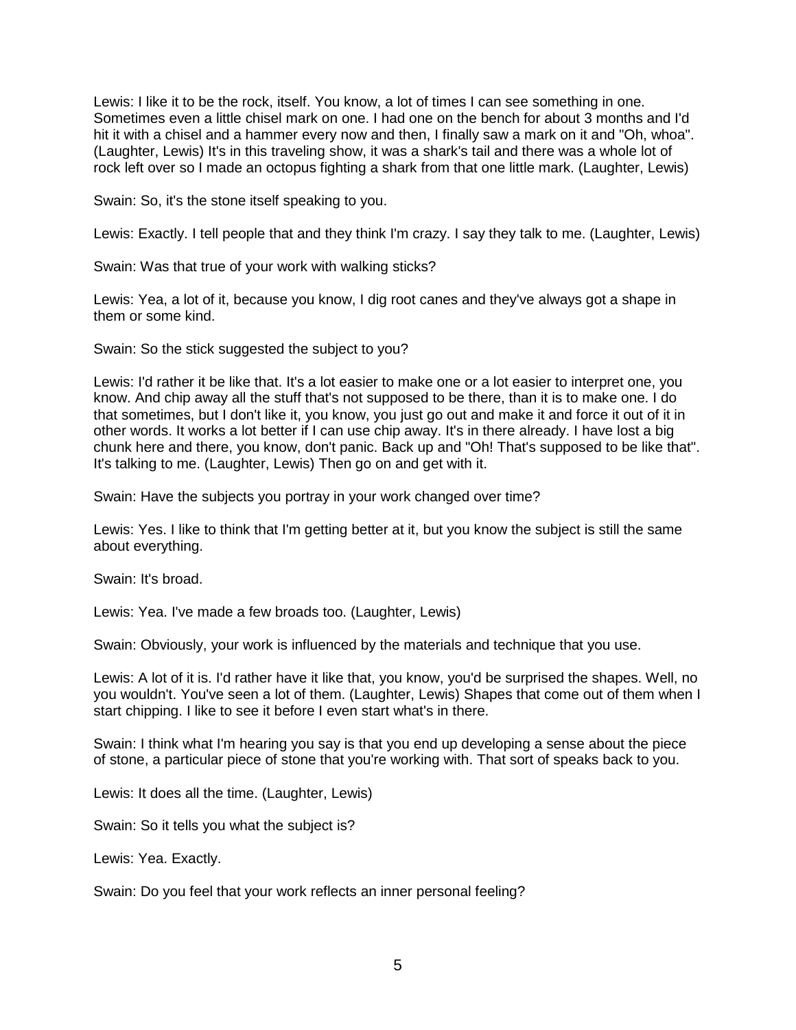Lewis: I like it to be the rock, itself. You know, a lot of times I can see something in one. Sometimes even a little chisel mark on one. I had one on the bench for about 3 months and I'd hit it with a chisel and a hammer every now and then, I finally saw a mark on it and "Oh, whoa". (Laughter, Lewis) It's in this traveling show, it was a shark's tail and there was a whole lot of rock left over so I made an octopus fighting a shark from that one little mark. (Laughter, Lewis)

Swain: So, it's the stone itself speaking to you.

Lewis: Exactly. I tell people that and they think I'm crazy. I say they talk to me. (Laughter, Lewis)

Swain: Was that true of your work with walking sticks?

Lewis: Yea, a lot of it, because you know, I dig root canes and they've always got a shape in them or some kind.

Swain: So the stick suggested the subject to you?

Lewis: I'd rather it be like that. It's a lot easier to make one or a lot easier to interpret one, you know. And chip away all the stuff that's not supposed to be there, than it is to make one. I do that sometimes, but I don't like it, you know, you just go out and make it and force it out of it in other words. It works a lot better if I can use chip away. It's in there already. I have lost a big chunk here and there, you know, don't panic. Back up and "Oh! That's supposed to be like that". It's talking to me. (Laughter, Lewis) Then go on and get with it.

Swain: Have the subjects you portray in your work changed over time?

Lewis: Yes. I like to think that I'm getting better at it, but you know the subject is still the same about everything.

Swain: It's broad.

Lewis: Yea. I've made a few broads too. (Laughter, Lewis)

Swain: Obviously, your work is influenced by the materials and technique that you use.

Lewis: A lot of it is. I'd rather have it like that, you know, you'd be surprised the shapes. Well, no you wouldn't. You've seen a lot of them. (Laughter, Lewis) Shapes that come out of them when I start chipping. I like to see it before I even start what's in there.

Swain: I think what I'm hearing you say is that you end up developing a sense about the piece of stone, a particular piece of stone that you're working with. That sort of speaks back to you.

Lewis: It does all the time. (Laughter, Lewis)

Swain: So it tells you what the subject is?

Lewis: Yea. Exactly.

Swain: Do you feel that your work reflects an inner personal feeling?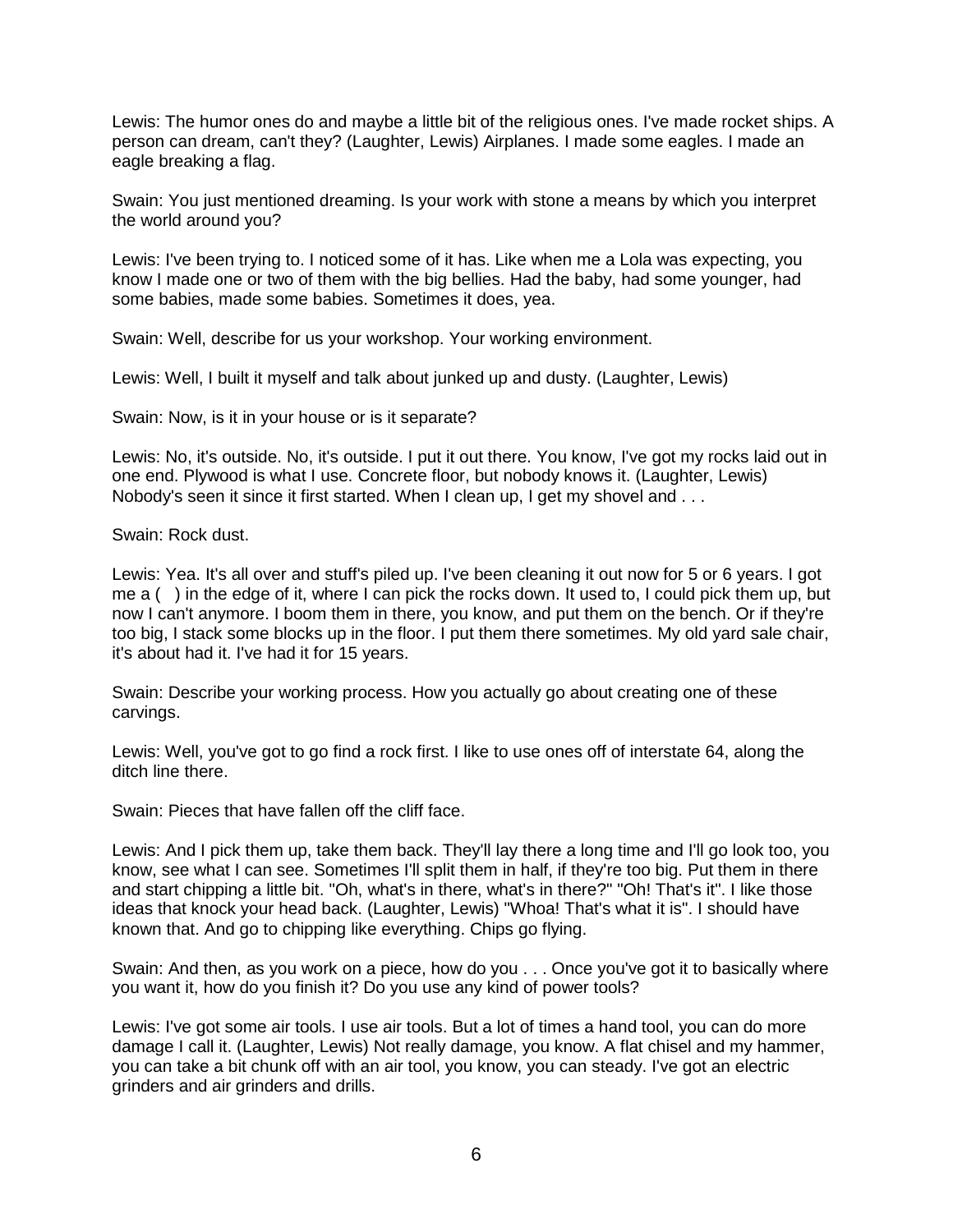Lewis: The humor ones do and maybe a little bit of the religious ones. I've made rocket ships. A person can dream, can't they? (Laughter, Lewis) Airplanes. I made some eagles. I made an eagle breaking a flag.

Swain: You just mentioned dreaming. Is your work with stone a means by which you interpret the world around you?

Lewis: I've been trying to. I noticed some of it has. Like when me a Lola was expecting, you know I made one or two of them with the big bellies. Had the baby, had some younger, had some babies, made some babies. Sometimes it does, yea.

Swain: Well, describe for us your workshop. Your working environment.

Lewis: Well, I built it myself and talk about junked up and dusty. (Laughter, Lewis)

Swain: Now, is it in your house or is it separate?

Lewis: No, it's outside. No, it's outside. I put it out there. You know, I've got my rocks laid out in one end. Plywood is what I use. Concrete floor, but nobody knows it. (Laughter, Lewis) Nobody's seen it since it first started. When I clean up, I get my shovel and . . .

Swain: Rock dust.

Lewis: Yea. It's all over and stuff's piled up. I've been cleaning it out now for 5 or 6 years. I got me a ( ) in the edge of it, where I can pick the rocks down. It used to, I could pick them up, but now I can't anymore. I boom them in there, you know, and put them on the bench. Or if they're too big, I stack some blocks up in the floor. I put them there sometimes. My old yard sale chair, it's about had it. I've had it for 15 years.

Swain: Describe your working process. How you actually go about creating one of these carvings.

Lewis: Well, you've got to go find a rock first. I like to use ones off of interstate 64, along the ditch line there.

Swain: Pieces that have fallen off the cliff face.

Lewis: And I pick them up, take them back. They'll lay there a long time and I'll go look too, you know, see what I can see. Sometimes I'll split them in half, if they're too big. Put them in there and start chipping a little bit. "Oh, what's in there, what's in there?" "Oh! That's it". I like those ideas that knock your head back. (Laughter, Lewis) "Whoa! That's what it is". I should have known that. And go to chipping like everything. Chips go flying.

Swain: And then, as you work on a piece, how do you . . . Once you've got it to basically where you want it, how do you finish it? Do you use any kind of power tools?

Lewis: I've got some air tools. I use air tools. But a lot of times a hand tool, you can do more damage I call it. (Laughter, Lewis) Not really damage, you know. A flat chisel and my hammer, you can take a bit chunk off with an air tool, you know, you can steady. I've got an electric grinders and air grinders and drills.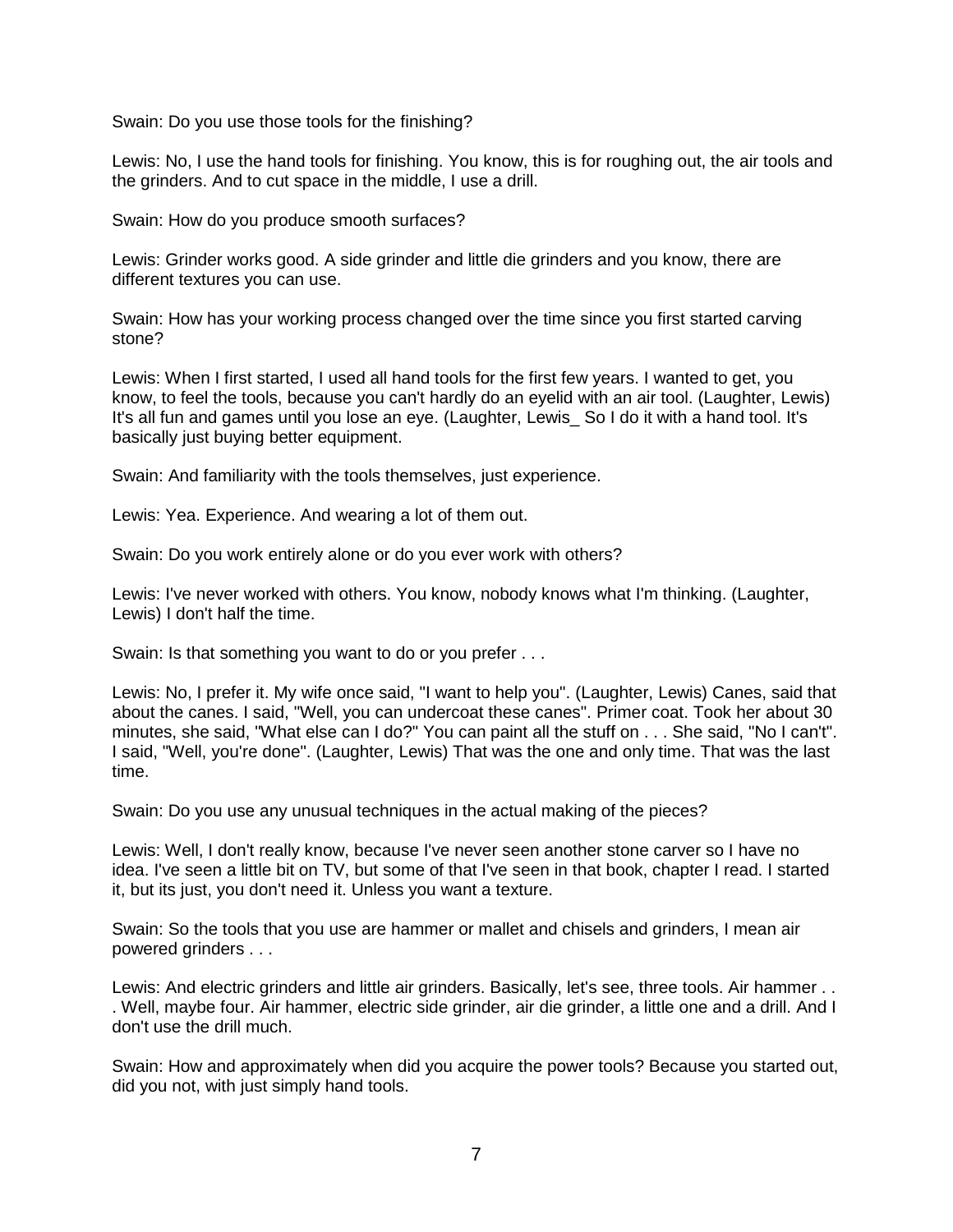Swain: Do you use those tools for the finishing?

Lewis: No, I use the hand tools for finishing. You know, this is for roughing out, the air tools and the grinders. And to cut space in the middle, I use a drill.

Swain: How do you produce smooth surfaces?

Lewis: Grinder works good. A side grinder and little die grinders and you know, there are different textures you can use.

Swain: How has your working process changed over the time since you first started carving stone?

Lewis: When I first started, I used all hand tools for the first few years. I wanted to get, you know, to feel the tools, because you can't hardly do an eyelid with an air tool. (Laughter, Lewis) It's all fun and games until you lose an eye. (Laughter, Lewis_ So I do it with a hand tool. It's basically just buying better equipment.

Swain: And familiarity with the tools themselves, just experience.

Lewis: Yea. Experience. And wearing a lot of them out.

Swain: Do you work entirely alone or do you ever work with others?

Lewis: I've never worked with others. You know, nobody knows what I'm thinking. (Laughter, Lewis) I don't half the time.

Swain: Is that something you want to do or you prefer . . .

Lewis: No, I prefer it. My wife once said, "I want to help you". (Laughter, Lewis) Canes, said that about the canes. I said, "Well, you can undercoat these canes". Primer coat. Took her about 30 minutes, she said, "What else can I do?" You can paint all the stuff on . . . She said, "No I can't". I said, "Well, you're done". (Laughter, Lewis) That was the one and only time. That was the last time.

Swain: Do you use any unusual techniques in the actual making of the pieces?

Lewis: Well, I don't really know, because I've never seen another stone carver so I have no idea. I've seen a little bit on TV, but some of that I've seen in that book, chapter I read. I started it, but its just, you don't need it. Unless you want a texture.

Swain: So the tools that you use are hammer or mallet and chisels and grinders, I mean air powered grinders . . .

Lewis: And electric grinders and little air grinders. Basically, let's see, three tools. Air hammer . . . Well, maybe four. Air hammer, electric side grinder, air die grinder, a little one and a drill. And I don't use the drill much.

Swain: How and approximately when did you acquire the power tools? Because you started out, did you not, with just simply hand tools.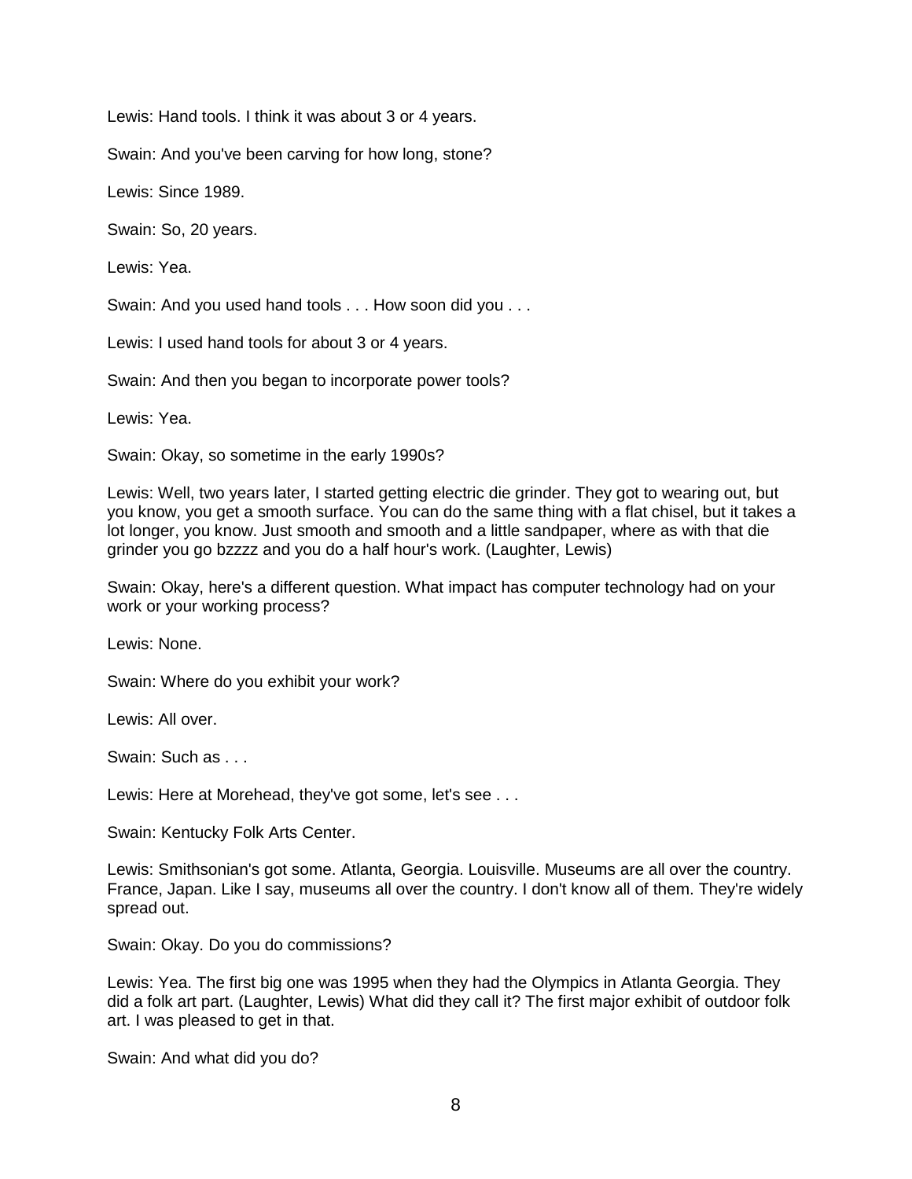Lewis: Hand tools. I think it was about 3 or 4 years.

Swain: And you've been carving for how long, stone?

Lewis: Since 1989.

Swain: So, 20 years.

Lewis: Yea.

Swain: And you used hand tools . . . How soon did you . . .

Lewis: I used hand tools for about 3 or 4 years.

Swain: And then you began to incorporate power tools?

Lewis: Yea.

Swain: Okay, so sometime in the early 1990s?

Lewis: Well, two years later, I started getting electric die grinder. They got to wearing out, but you know, you get a smooth surface. You can do the same thing with a flat chisel, but it takes a lot longer, you know. Just smooth and smooth and a little sandpaper, where as with that die grinder you go bzzzz and you do a half hour's work. (Laughter, Lewis)

Swain: Okay, here's a different question. What impact has computer technology had on your work or your working process?

Lewis: None.

Swain: Where do you exhibit your work?

Lewis: All over.

Swain: Such as . . .

Lewis: Here at Morehead, they've got some, let's see . . .

Swain: Kentucky Folk Arts Center.

Lewis: Smithsonian's got some. Atlanta, Georgia. Louisville. Museums are all over the country. France, Japan. Like I say, museums all over the country. I don't know all of them. They're widely spread out.

Swain: Okay. Do you do commissions?

Lewis: Yea. The first big one was 1995 when they had the Olympics in Atlanta Georgia. They did a folk art part. (Laughter, Lewis) What did they call it? The first major exhibit of outdoor folk art. I was pleased to get in that.

Swain: And what did you do?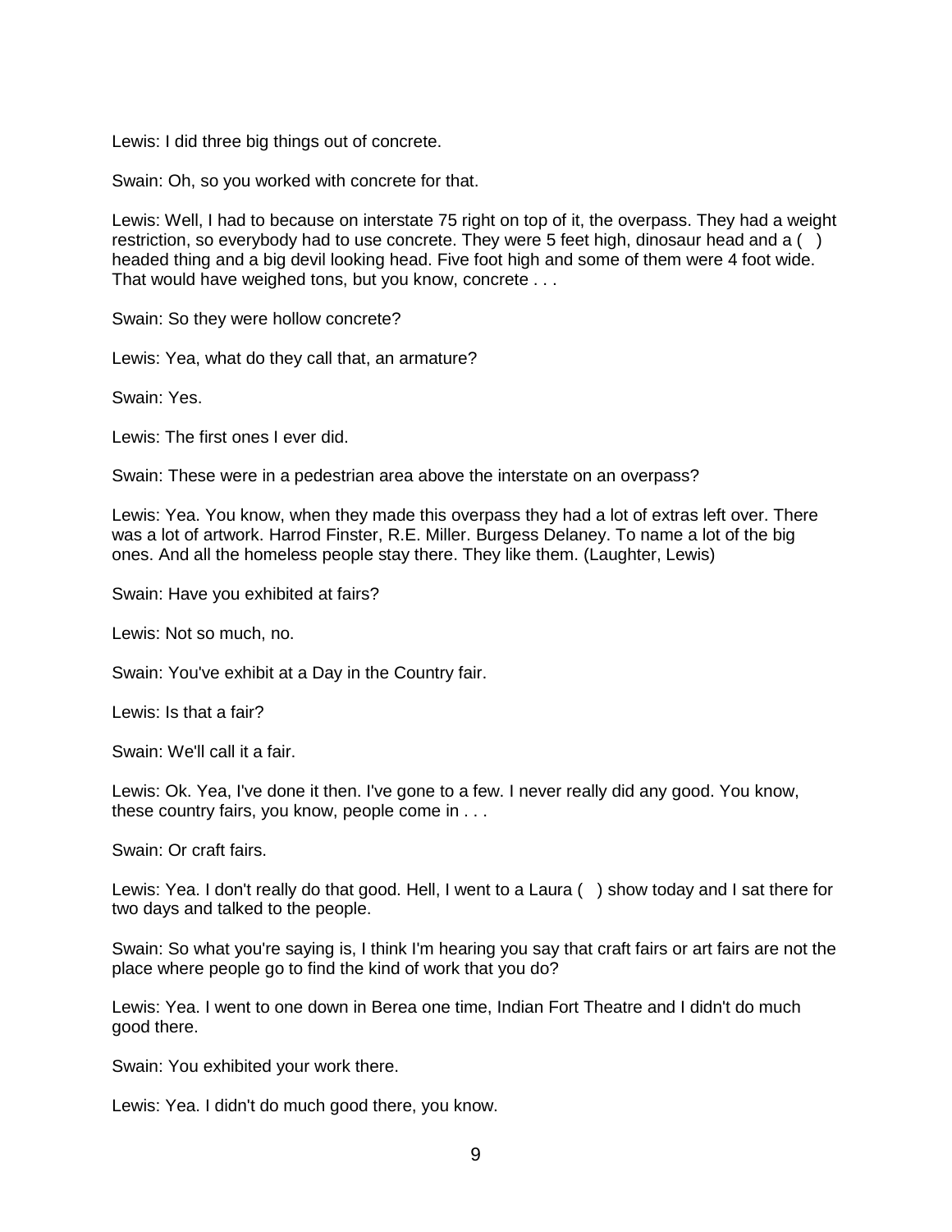Lewis: I did three big things out of concrete.

Swain: Oh, so you worked with concrete for that.

Lewis: Well, I had to because on interstate 75 right on top of it, the overpass. They had a weight restriction, so everybody had to use concrete. They were 5 feet high, dinosaur head and a ( ) headed thing and a big devil looking head. Five foot high and some of them were 4 foot wide. That would have weighed tons, but you know, concrete . . .

Swain: So they were hollow concrete?

Lewis: Yea, what do they call that, an armature?

Swain: Yes.

Lewis: The first ones I ever did.

Swain: These were in a pedestrian area above the interstate on an overpass?

Lewis: Yea. You know, when they made this overpass they had a lot of extras left over. There was a lot of artwork. Harrod Finster, R.E. Miller. Burgess Delaney. To name a lot of the big ones. And all the homeless people stay there. They like them. (Laughter, Lewis)

Swain: Have you exhibited at fairs?

Lewis: Not so much, no.

Swain: You've exhibit at a Day in the Country fair.

Lewis: Is that a fair?

Swain: We'll call it a fair.

Lewis: Ok. Yea, I've done it then. I've gone to a few. I never really did any good. You know, these country fairs, you know, people come in . . .

Swain: Or craft fairs.

Lewis: Yea. I don't really do that good. Hell, I went to a Laura ( ) show today and I sat there for two days and talked to the people.

Swain: So what you're saying is, I think I'm hearing you say that craft fairs or art fairs are not the place where people go to find the kind of work that you do?

Lewis: Yea. I went to one down in Berea one time, Indian Fort Theatre and I didn't do much good there.

Swain: You exhibited your work there.

Lewis: Yea. I didn't do much good there, you know.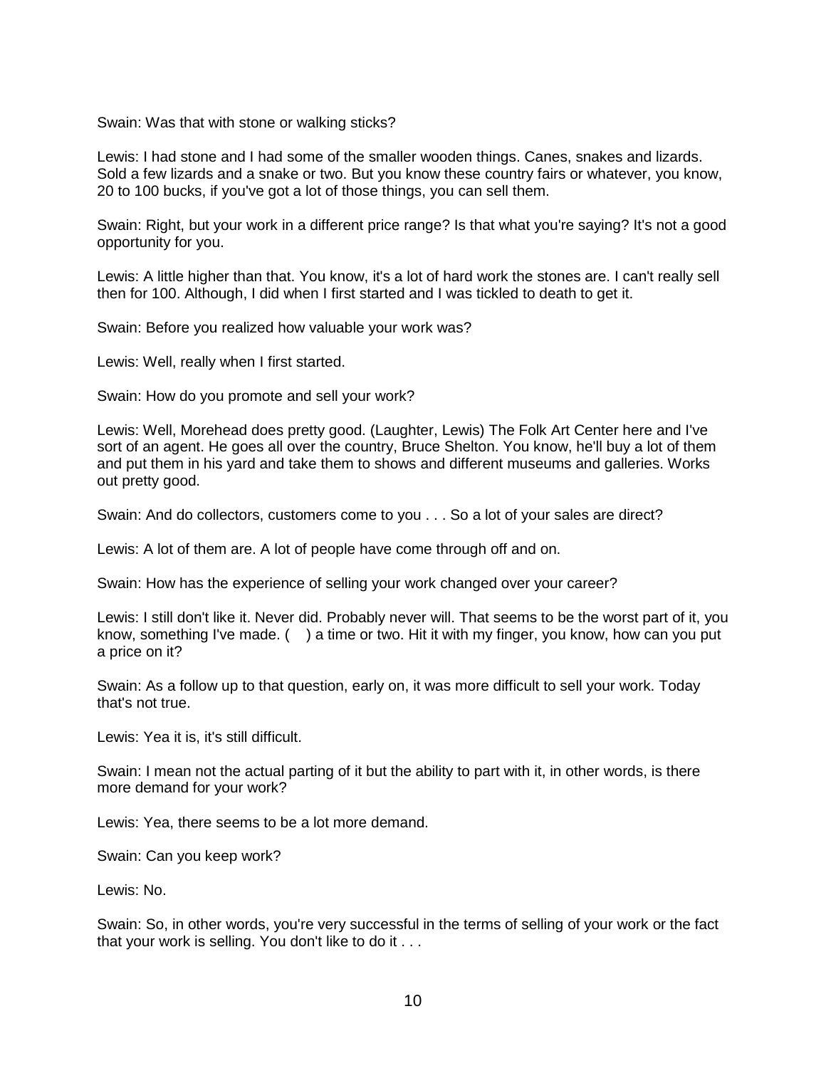Swain: Was that with stone or walking sticks?

Lewis: I had stone and I had some of the smaller wooden things. Canes, snakes and lizards. Sold a few lizards and a snake or two. But you know these country fairs or whatever, you know, 20 to 100 bucks, if you've got a lot of those things, you can sell them.

Swain: Right, but your work in a different price range? Is that what you're saying? It's not a good opportunity for you.

Lewis: A little higher than that. You know, it's a lot of hard work the stones are. I can't really sell then for 100. Although, I did when I first started and I was tickled to death to get it.

Swain: Before you realized how valuable your work was?

Lewis: Well, really when I first started.

Swain: How do you promote and sell your work?

Lewis: Well, Morehead does pretty good. (Laughter, Lewis) The Folk Art Center here and I've sort of an agent. He goes all over the country, Bruce Shelton. You know, he'll buy a lot of them and put them in his yard and take them to shows and different museums and galleries. Works out pretty good.

Swain: And do collectors, customers come to you . . . So a lot of your sales are direct?

Lewis: A lot of them are. A lot of people have come through off and on.

Swain: How has the experience of selling your work changed over your career?

Lewis: I still don't like it. Never did. Probably never will. That seems to be the worst part of it, you know, something I've made. (   ) a time or two. Hit it with my finger, you know, how can you put a price on it?

Swain: As a follow up to that question, early on, it was more difficult to sell your work. Today that's not true.

Lewis: Yea it is, it's still difficult.

Swain: I mean not the actual parting of it but the ability to part with it, in other words, is there more demand for your work?

Lewis: Yea, there seems to be a lot more demand.

Swain: Can you keep work?

Lewis: No.

Swain: So, in other words, you're very successful in the terms of selling of your work or the fact that your work is selling. You don't like to do it . . .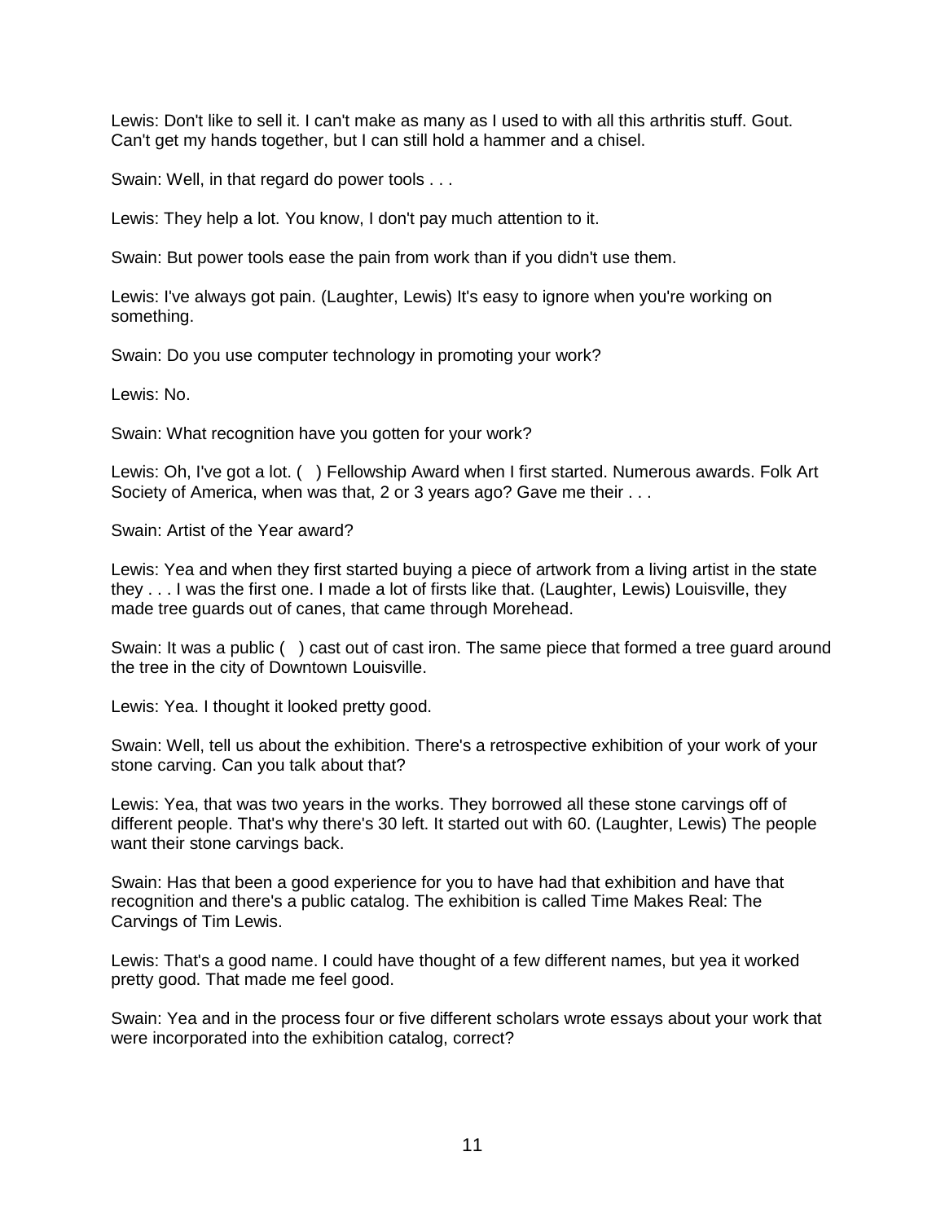Lewis: Don't like to sell it. I can't make as many as I used to with all this arthritis stuff. Gout. Can't get my hands together, but I can still hold a hammer and a chisel.

Swain: Well, in that regard do power tools . . .

Lewis: They help a lot. You know, I don't pay much attention to it.

Swain: But power tools ease the pain from work than if you didn't use them.

Lewis: I've always got pain. (Laughter, Lewis) It's easy to ignore when you're working on something.

Swain: Do you use computer technology in promoting your work?

Lewis: No.

Swain: What recognition have you gotten for your work?

Lewis: Oh, I've got a lot. (   ) Fellowship Award when I first started. Numerous awards. Folk Art Society of America, when was that, 2 or 3 years ago? Gave me their . . .

Swain: Artist of the Year award?

Lewis: Yea and when they first started buying a piece of artwork from a living artist in the state they . . . I was the first one. I made a lot of firsts like that. (Laughter, Lewis) Louisville, they made tree guards out of canes, that came through Morehead.

Swain: It was a public (   ) cast out of cast iron. The same piece that formed a tree guard around the tree in the city of Downtown Louisville.

Lewis: Yea. I thought it looked pretty good.

Swain: Well, tell us about the exhibition. There's a retrospective exhibition of your work of your stone carving. Can you talk about that?

Lewis: Yea, that was two years in the works. They borrowed all these stone carvings off of different people. That's why there's 30 left. It started out with 60. (Laughter, Lewis) The people want their stone carvings back.

Swain: Has that been a good experience for you to have had that exhibition and have that recognition and there's a public catalog. The exhibition is called Time Makes Real: The Carvings of Tim Lewis.

Lewis: That's a good name. I could have thought of a few different names, but yea it worked pretty good. That made me feel good.

Swain: Yea and in the process four or five different scholars wrote essays about your work that were incorporated into the exhibition catalog, correct?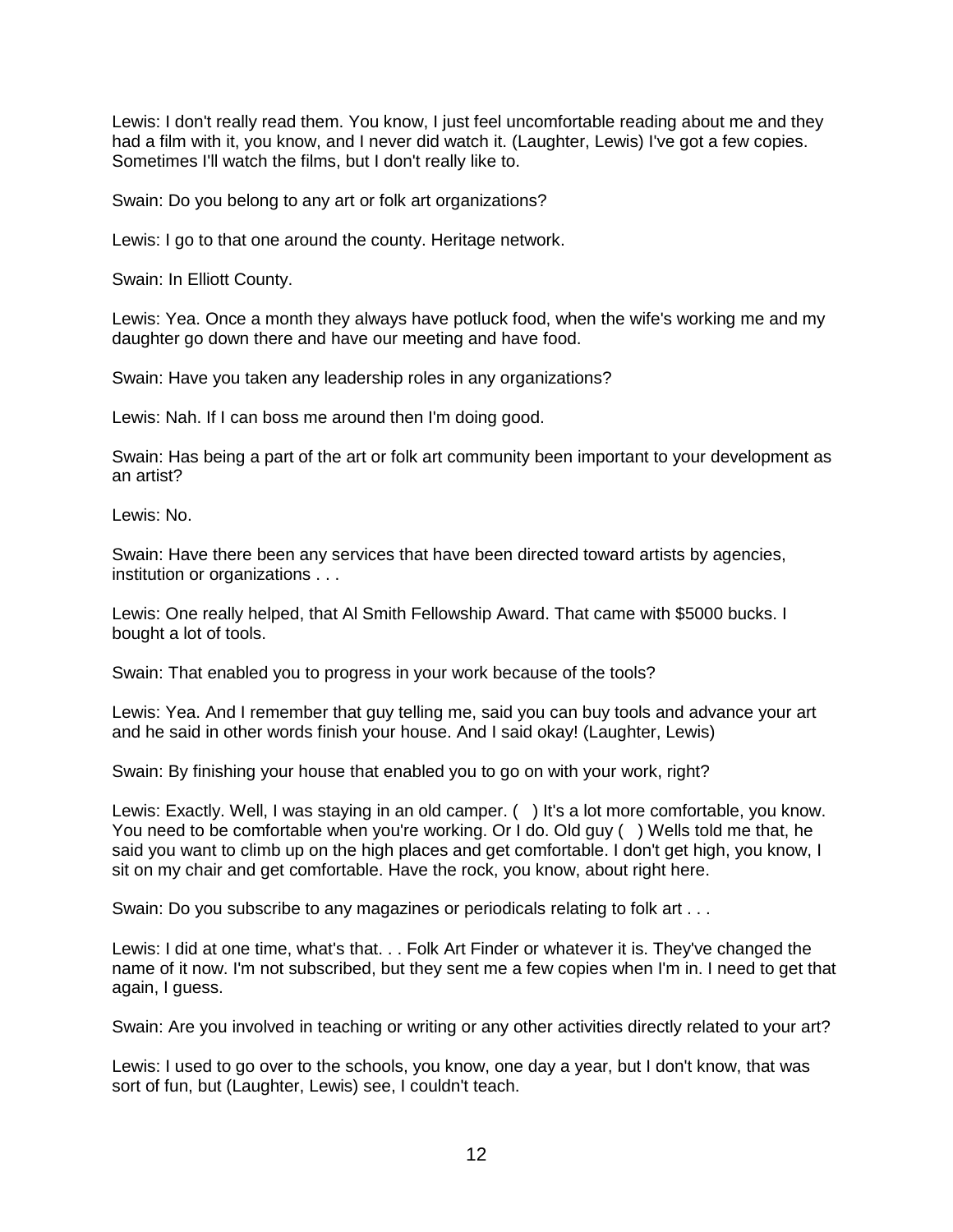Lewis: I don't really read them. You know, I just feel uncomfortable reading about me and they had a film with it, you know, and I never did watch it. (Laughter, Lewis) I've got a few copies. Sometimes I'll watch the films, but I don't really like to.

Swain: Do you belong to any art or folk art organizations?

Lewis: I go to that one around the county. Heritage network.

Swain: In Elliott County.

Lewis: Yea. Once a month they always have potluck food, when the wife's working me and my daughter go down there and have our meeting and have food.

Swain: Have you taken any leadership roles in any organizations?

Lewis: Nah. If I can boss me around then I'm doing good.

Swain: Has being a part of the art or folk art community been important to your development as an artist?

Lewis: No.

Swain: Have there been any services that have been directed toward artists by agencies, institution or organizations . . .

Lewis: One really helped, that Al Smith Fellowship Award. That came with $5000 bucks. I bought a lot of tools.

Swain: That enabled you to progress in your work because of the tools?

Lewis: Yea. And I remember that guy telling me, said you can buy tools and advance your art and he said in other words finish your house. And I said okay! (Laughter, Lewis)

Swain: By finishing your house that enabled you to go on with your work, right?

Lewis: Exactly. Well, I was staying in an old camper. ( ) It's a lot more comfortable, you know. You need to be comfortable when you're working. Or I do. Old guy ( ) Wells told me that, he said you want to climb up on the high places and get comfortable. I don't get high, you know, I sit on my chair and get comfortable. Have the rock, you know, about right here.

Swain: Do you subscribe to any magazines or periodicals relating to folk art . . .

Lewis: I did at one time, what's that. . . Folk Art Finder or whatever it is. They've changed the name of it now. I'm not subscribed, but they sent me a few copies when I'm in. I need to get that again, I guess.

Swain: Are you involved in teaching or writing or any other activities directly related to your art?

Lewis: I used to go over to the schools, you know, one day a year, but I don't know, that was sort of fun, but (Laughter, Lewis) see, I couldn't teach.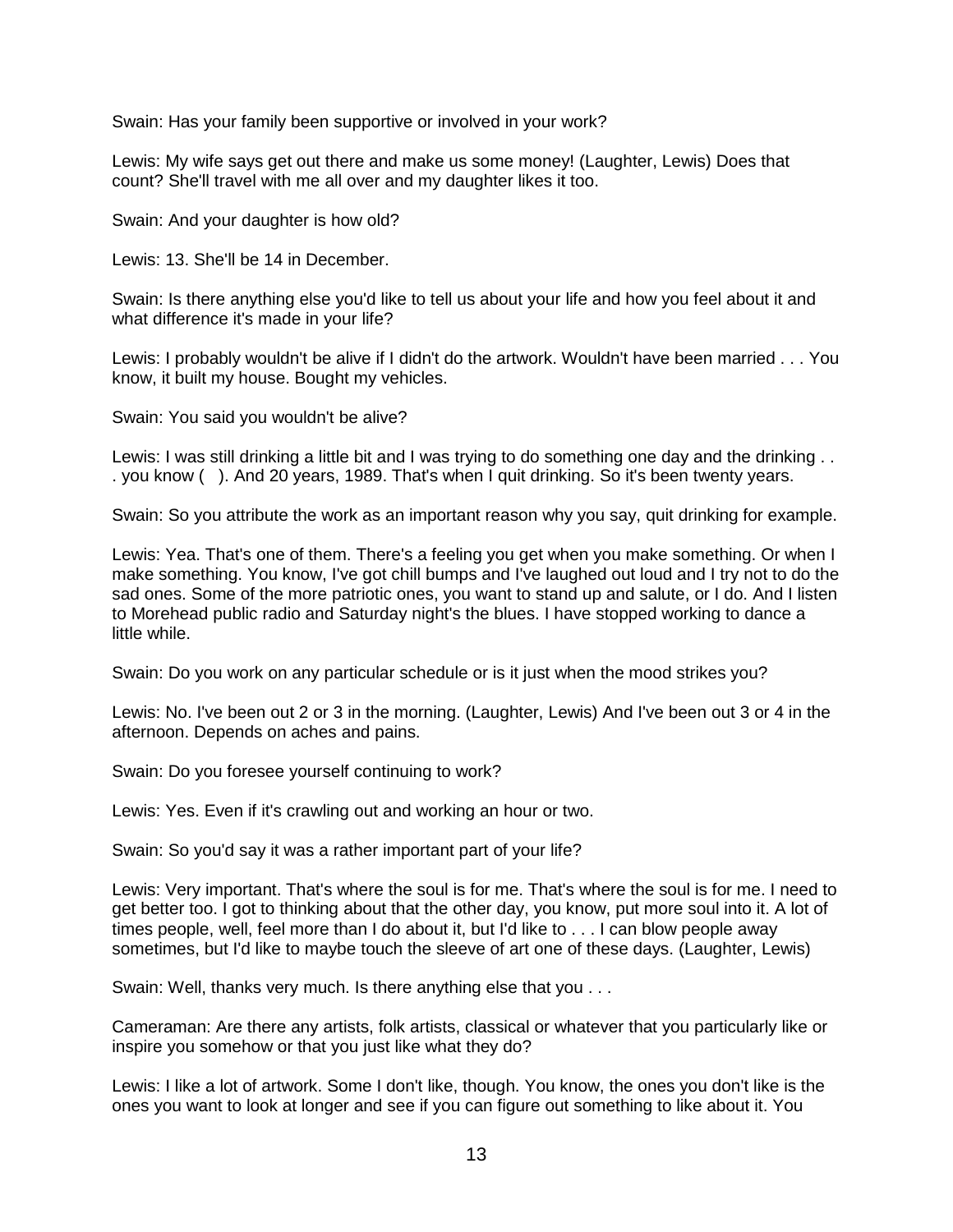Swain: Has your family been supportive or involved in your work?

Lewis: My wife says get out there and make us some money! (Laughter, Lewis) Does that count? She'll travel with me all over and my daughter likes it too.

Swain: And your daughter is how old?

Lewis: 13. She'll be 14 in December.

Swain: Is there anything else you'd like to tell us about your life and how you feel about it and what difference it's made in your life?

Lewis: I probably wouldn't be alive if I didn't do the artwork. Wouldn't have been married . . . You know, it built my house. Bought my vehicles.

Swain: You said you wouldn't be alive?

Lewis: I was still drinking a little bit and I was trying to do something one day and the drinking . . . you know ( ). And 20 years, 1989. That's when I quit drinking. So it's been twenty years.

Swain: So you attribute the work as an important reason why you say, quit drinking for example.

Lewis: Yea. That's one of them. There's a feeling you get when you make something. Or when I make something. You know, I've got chill bumps and I've laughed out loud and I try not to do the sad ones. Some of the more patriotic ones, you want to stand up and salute, or I do. And I listen to Morehead public radio and Saturday night's the blues. I have stopped working to dance a little while.

Swain: Do you work on any particular schedule or is it just when the mood strikes you?

Lewis: No. I've been out 2 or 3 in the morning. (Laughter, Lewis) And I've been out 3 or 4 in the afternoon. Depends on aches and pains.

Swain: Do you foresee yourself continuing to work?

Lewis: Yes. Even if it's crawling out and working an hour or two.

Swain: So you'd say it was a rather important part of your life?

Lewis: Very important. That's where the soul is for me. That's where the soul is for me. I need to get better too. I got to thinking about that the other day, you know, put more soul into it. A lot of times people, well, feel more than I do about it, but I'd like to . . . I can blow people away sometimes, but I'd like to maybe touch the sleeve of art one of these days. (Laughter, Lewis)

Swain: Well, thanks very much. Is there anything else that you . . .

Cameraman: Are there any artists, folk artists, classical or whatever that you particularly like or inspire you somehow or that you just like what they do?

Lewis: I like a lot of artwork. Some I don't like, though. You know, the ones you don't like is the ones you want to look at longer and see if you can figure out something to like about it. You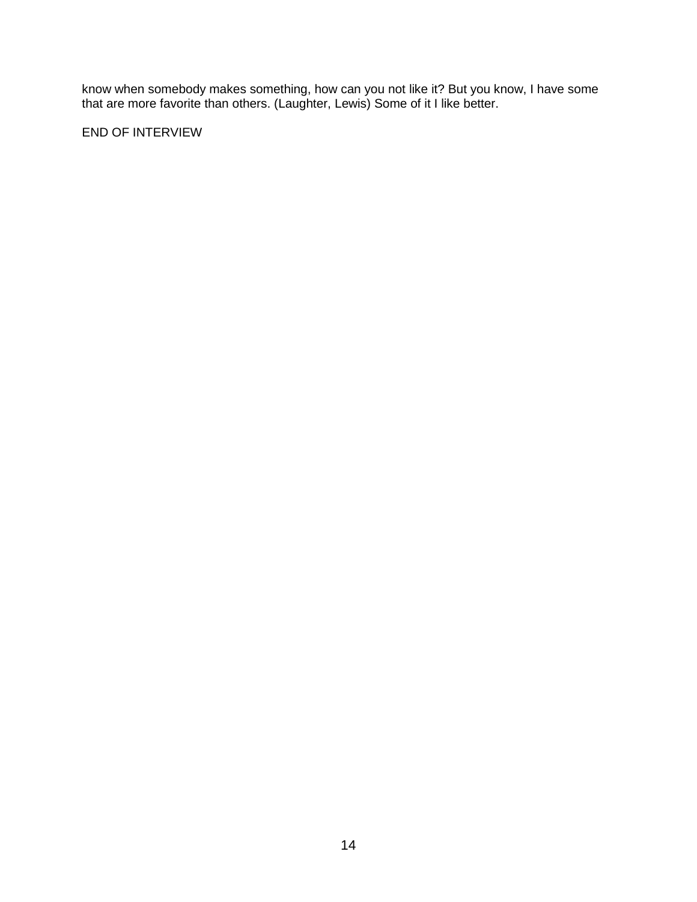know when somebody makes something, how can you not like it? But you know, I have some that are more favorite than others. (Laughter, Lewis) Some of it I like better.

END OF INTERVIEW